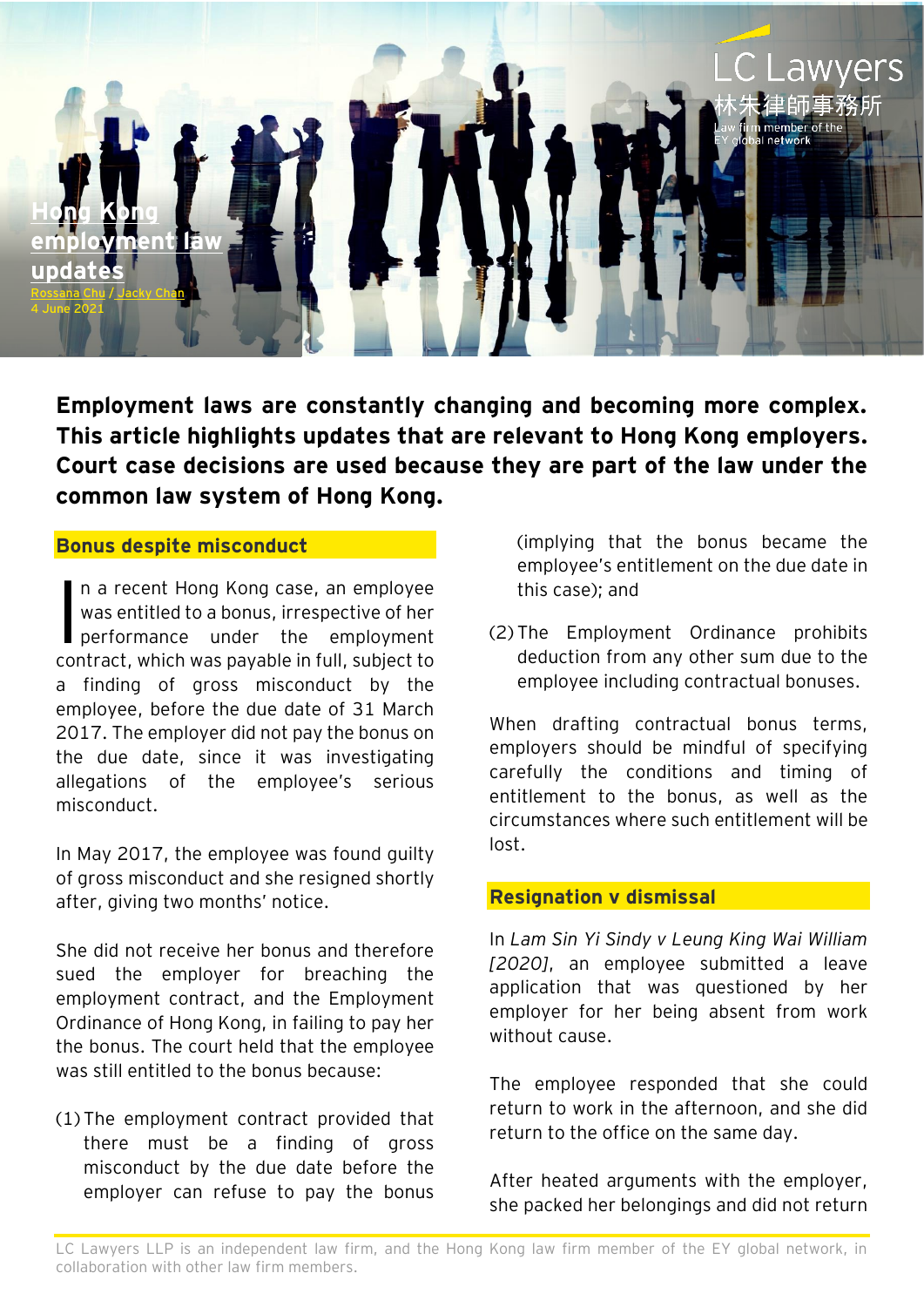LC Lawyers
林朱律師事務所
Law firm member of the EY global network

# Hong Kong employment law updates

Rossana Chu / Jacky Chan
4 June 2021

**Employment laws are constantly changing and becoming more complex. This article highlights updates that are relevant to Hong Kong employers. Court case decisions are used because they are part of the law under the common law system of Hong Kong.**

## Bonus despite misconduct

In a recent Hong Kong case, an employee was entitled to a bonus, irrespective of her performance under the employment contract, which was payable in full, subject to a finding of gross misconduct by the employee, before the due date of 31 March 2017. The employer did not pay the bonus on the due date, since it was investigating allegations of the employee's serious misconduct.

In May 2017, the employee was found guilty of gross misconduct and she resigned shortly after, giving two months' notice.

She did not receive her bonus and therefore sued the employer for breaching the employment contract, and the Employment Ordinance of Hong Kong, in failing to pay her the bonus. The court held that the employee was still entitled to the bonus because:

(1) The employment contract provided that there must be a finding of gross misconduct by the due date before the employer can refuse to pay the bonus (implying that the bonus became the employee's entitlement on the due date in this case); and

(2) The Employment Ordinance prohibits deduction from any other sum due to the employee including contractual bonuses.

When drafting contractual bonus terms, employers should be mindful of specifying carefully the conditions and timing of entitlement to the bonus, as well as the circumstances where such entitlement will be lost.

## Resignation v dismissal

In *Lam Sin Yi Sindy v Leung King Wai William [2020]*, an employee submitted a leave application that was questioned by her employer for her being absent from work without cause.

The employee responded that she could return to work in the afternoon, and she did return to the office on the same day.

After heated arguments with the employer, she packed her belongings and did not return

LC Lawyers LLP is an independent law firm, and the Hong Kong law firm member of the EY global network, in collaboration with other law firm members.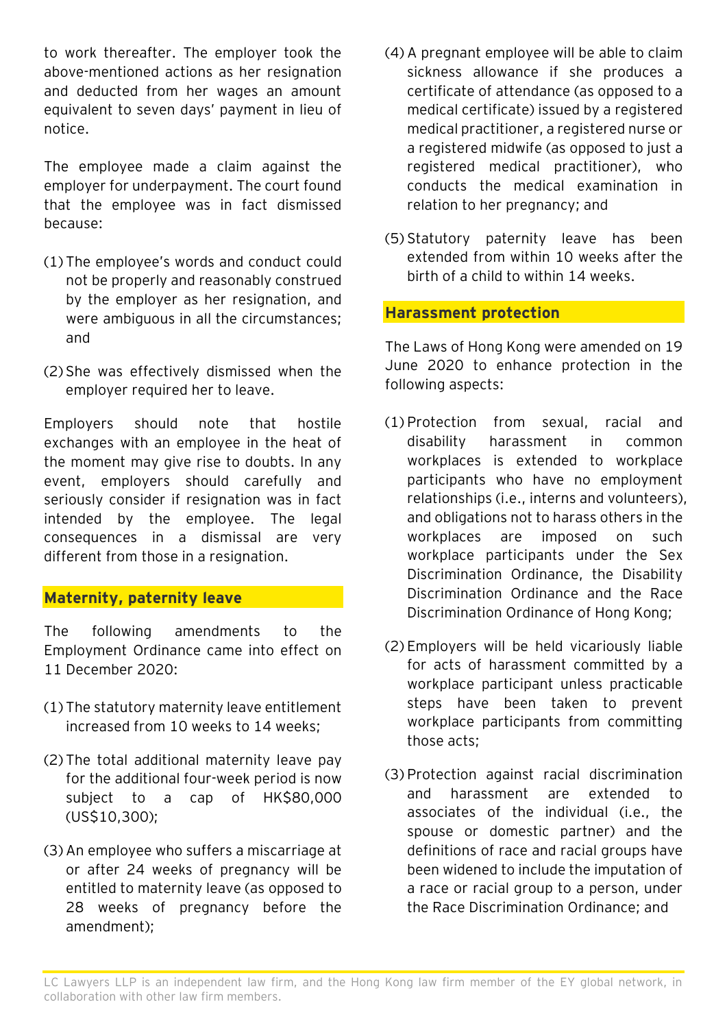to work thereafter. The employer took the above-mentioned actions as her resignation and deducted from her wages an amount equivalent to seven days' payment in lieu of notice.

The employee made a claim against the employer for underpayment. The court found that the employee was in fact dismissed because:

(1) The employee's words and conduct could not be properly and reasonably construed by the employer as her resignation, and were ambiguous in all the circumstances; and

(2) She was effectively dismissed when the employer required her to leave.

Employers should note that hostile exchanges with an employee in the heat of the moment may give rise to doubts. In any event, employers should carefully and seriously consider if resignation was in fact intended by the employee. The legal consequences in a dismissal are very different from those in a resignation.

## Maternity, paternity leave

The following amendments to the Employment Ordinance came into effect on 11 December 2020:

(1) The statutory maternity leave entitlement increased from 10 weeks to 14 weeks;

(2) The total additional maternity leave pay for the additional four-week period is now subject to a cap of HK$80,000 (US$10,300);

(3) An employee who suffers a miscarriage at or after 24 weeks of pregnancy will be entitled to maternity leave (as opposed to 28 weeks of pregnancy before the amendment);

(4) A pregnant employee will be able to claim sickness allowance if she produces a certificate of attendance (as opposed to a medical certificate) issued by a registered medical practitioner, a registered nurse or a registered midwife (as opposed to just a registered medical practitioner), who conducts the medical examination in relation to her pregnancy; and

(5) Statutory paternity leave has been extended from within 10 weeks after the birth of a child to within 14 weeks.

## Harassment protection

The Laws of Hong Kong were amended on 19 June 2020 to enhance protection in the following aspects:

(1) Protection from sexual, racial and disability harassment in common workplaces is extended to workplace participants who have no employment relationships (i.e., interns and volunteers), and obligations not to harass others in the workplaces are imposed on such workplace participants under the Sex Discrimination Ordinance, the Disability Discrimination Ordinance and the Race Discrimination Ordinance of Hong Kong;

(2) Employers will be held vicariously liable for acts of harassment committed by a workplace participant unless practicable steps have been taken to prevent workplace participants from committing those acts;

(3) Protection against racial discrimination and harassment are extended to associates of the individual (i.e., the spouse or domestic partner) and the definitions of race and racial groups have been widened to include the imputation of a race or racial group to a person, under the Race Discrimination Ordinance; and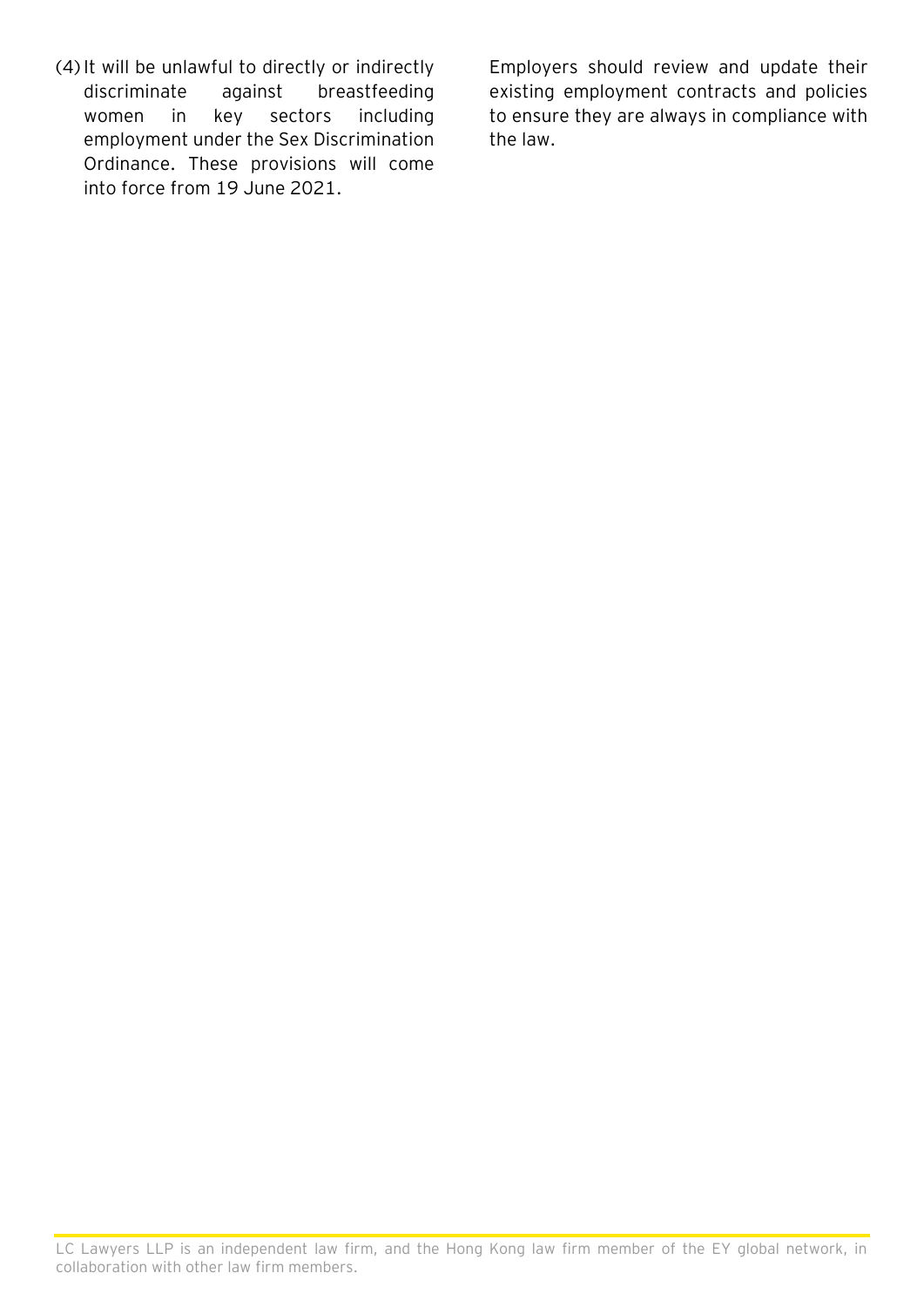(4) It will be unlawful to directly or indirectly discriminate against breastfeeding women in key sectors including employment under the Sex Discrimination Ordinance. These provisions will come into force from 19 June 2021.

Employers should review and update their existing employment contracts and policies to ensure they are always in compliance with the law.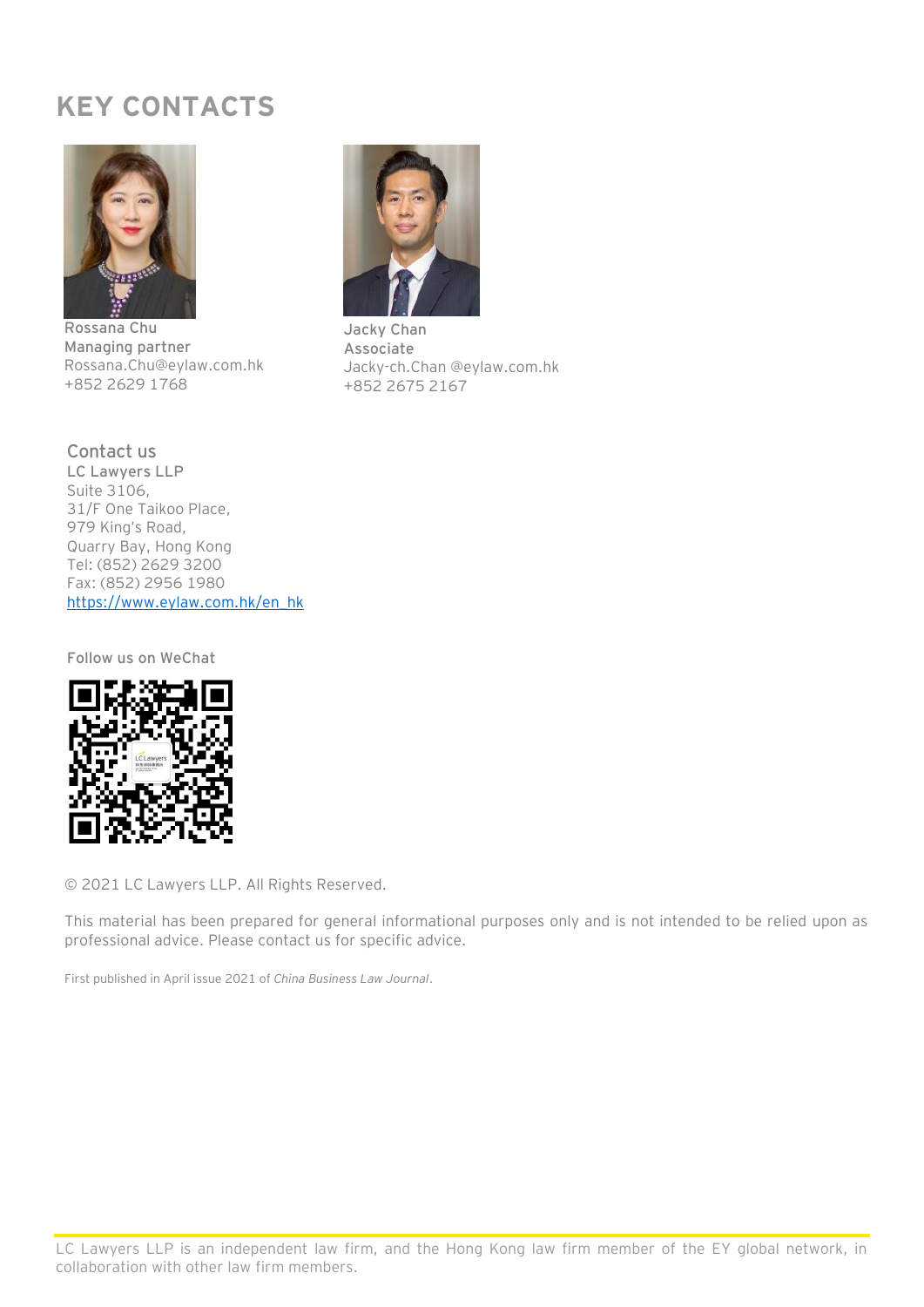## KEY CONTACTS

Rossana Chu
Managing partner
Rossana.Chu@eylaw.com.hk
+852 2629 1768

Jacky Chan
Associate
Jacky-ch.Chan @eylaw.com.hk
+852 2675 2167

Contact us
LC Lawyers LLP
Suite 3106,
31/F One Taikoo Place,
979 King's Road,
Quarry Bay, Hong Kong
Tel: (852) 2629 3200
Fax: (852) 2956 1980
[https://www.eylaw.com.hk/en_hk](https://www.eylaw.com.hk/en_hk)

Follow us on WeChat

© 2021 LC Lawyers LLP. All Rights Reserved.

This material has been prepared for general informational purposes only and is not intended to be relied upon as professional advice. Please contact us for specific advice.

First published in April issue 2021 of *China Business Law Journal*.

LC Lawyers LLP is an independent law firm, and the Hong Kong law firm member of the EY global network, in collaboration with other law firm members.